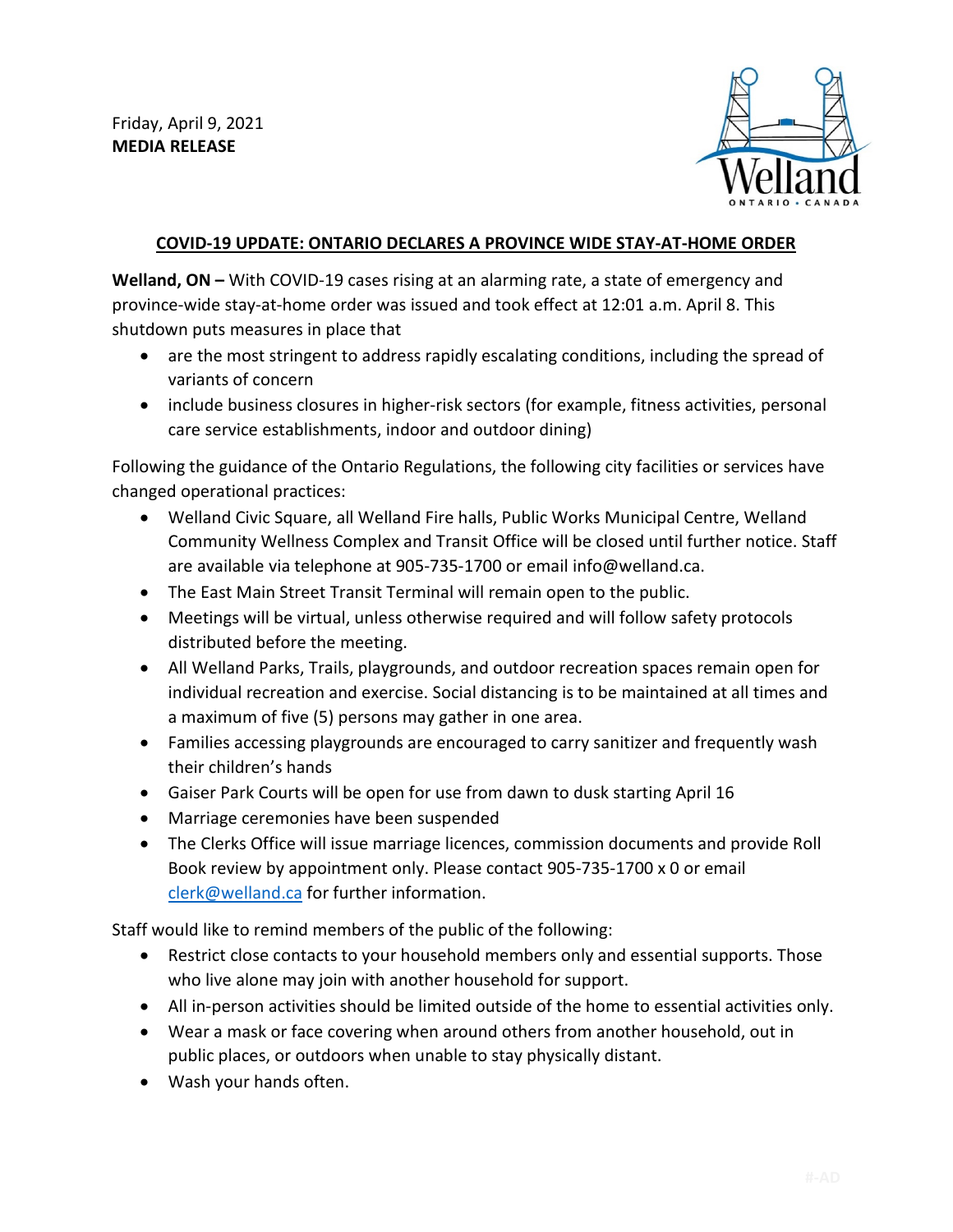Friday, April 9, 2021
**MEDIA RELEASE**

## COVID-19 UPDATE: ONTARIO DECLARES A PROVINCE WIDE STAY-AT-HOME ORDER

**Welland, ON –** With COVID-19 cases rising at an alarming rate, a state of emergency and province-wide stay-at-home order was issued and took effect at 12:01 a.m. April 8. This shutdown puts measures in place that

- are the most stringent to address rapidly escalating conditions, including the spread of variants of concern
- include business closures in higher-risk sectors (for example, fitness activities, personal care service establishments, indoor and outdoor dining)

Following the guidance of the Ontario Regulations, the following city facilities or services have changed operational practices:

- Welland Civic Square, all Welland Fire halls, Public Works Municipal Centre, Welland Community Wellness Complex and Transit Office will be closed until further notice. Staff are available via telephone at 905-735-1700 or email info@welland.ca.
- The East Main Street Transit Terminal will remain open to the public.
- Meetings will be virtual, unless otherwise required and will follow safety protocols distributed before the meeting.
- All Welland Parks, Trails, playgrounds, and outdoor recreation spaces remain open for individual recreation and exercise. Social distancing is to be maintained at all times and a maximum of five (5) persons may gather in one area.
- Families accessing playgrounds are encouraged to carry sanitizer and frequently wash their children's hands
- Gaiser Park Courts will be open for use from dawn to dusk starting April 16
- Marriage ceremonies have been suspended
- The Clerks Office will issue marriage licences, commission documents and provide Roll Book review by appointment only. Please contact 905-735-1700 x 0 or email clerk@welland.ca for further information.

Staff would like to remind members of the public of the following:

- Restrict close contacts to your household members only and essential supports. Those who live alone may join with another household for support.
- All in-person activities should be limited outside of the home to essential activities only.
- Wear a mask or face covering when around others from another household, out in public places, or outdoors when unable to stay physically distant.
- Wash your hands often.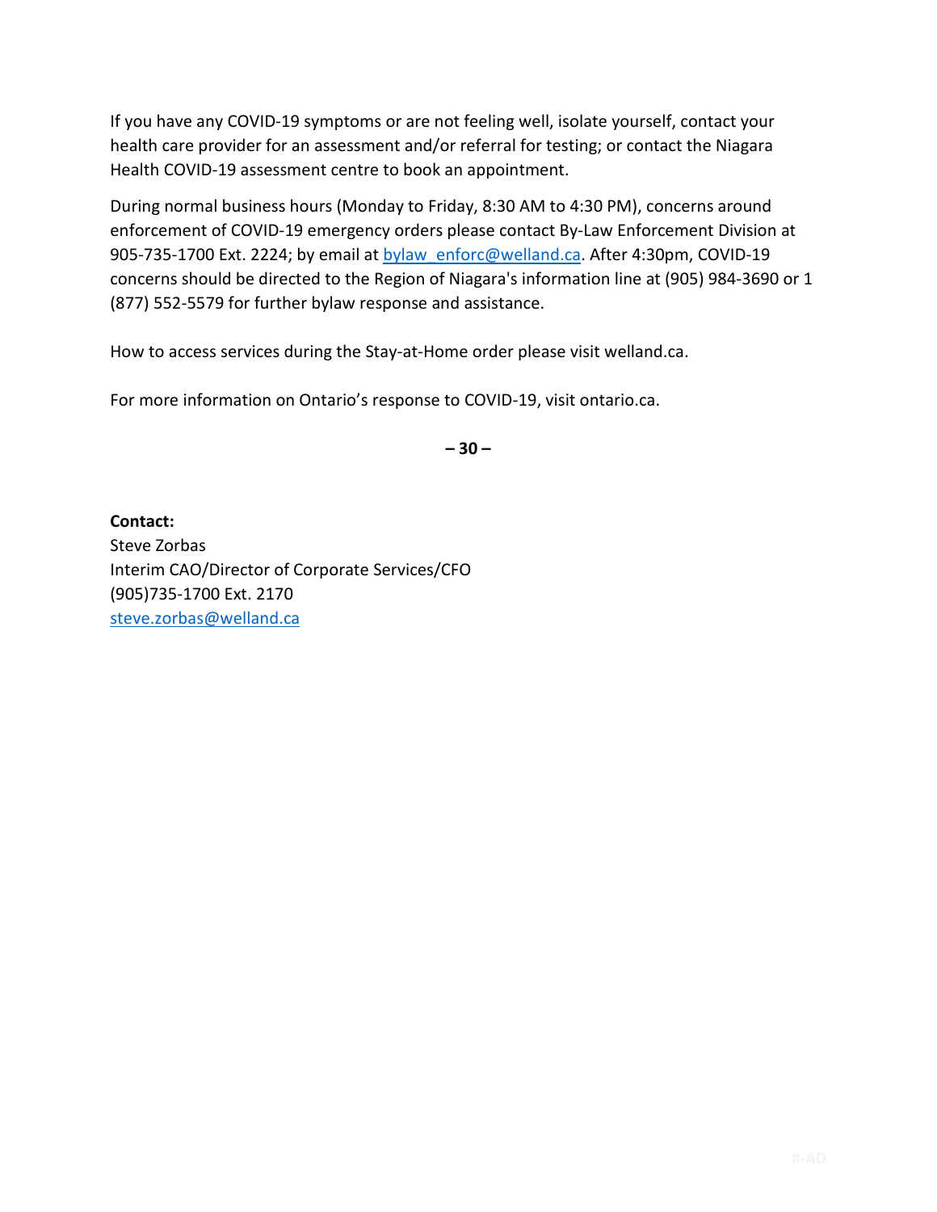If you have any COVID-19 symptoms or are not feeling well, isolate yourself, contact your health care provider for an assessment and/or referral for testing; or contact the Niagara Health COVID-19 assessment centre to book an appointment.

During normal business hours (Monday to Friday, 8:30 AM to 4:30 PM), concerns around enforcement of COVID-19 emergency orders please contact By-Law Enforcement Division at 905-735-1700 Ext. 2224; by email at bylaw_enforc@welland.ca. After 4:30pm, COVID-19 concerns should be directed to the Region of Niagara's information line at (905) 984-3690 or 1 (877) 552-5579 for further bylaw response and assistance.

How to access services during the Stay-at-Home order please visit welland.ca.

For more information on Ontario's response to COVID-19, visit ontario.ca.

**– 30 –**

**Contact:**
Steve Zorbas
Interim CAO/Director of Corporate Services/CFO
(905)735-1700 Ext. 2170
steve.zorbas@welland.ca